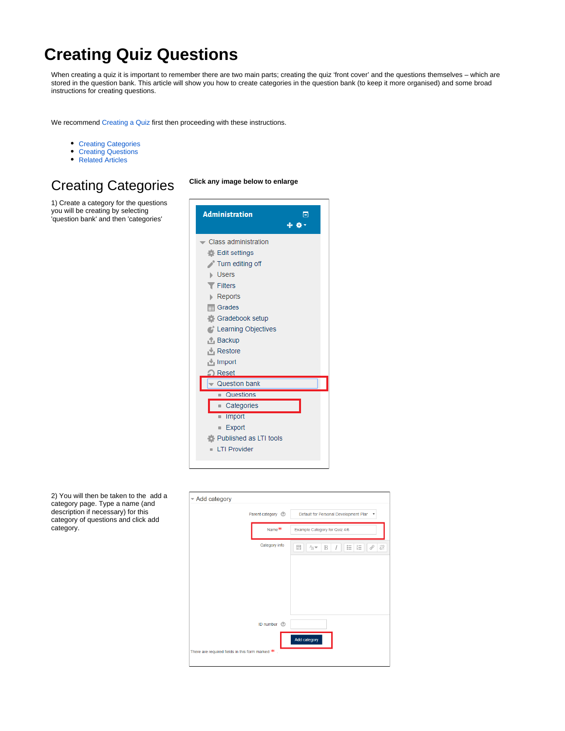# Creating Quiz Questions

When creating a quiz it is important to remember there are two main parts; creating the quiz 'front cover' and the questions themselves – which are stored in the question bank. This article will show you how to create categories in the question bank (to keep it more organised) and some broad instructions for creating questions.

We recommend Creating a Quiz first then proceeding with these instructions.

- Creating Categories
- Creating Questions
- Related Articles

## Creating Categories

**Click any image below to enlarge**

1) Create a category for the questions you will be creating by selecting 'question bank' and then 'categories'

2) You will then be taken to the add a category page. Type a name (and description if necessary) for this category of questions and click add category.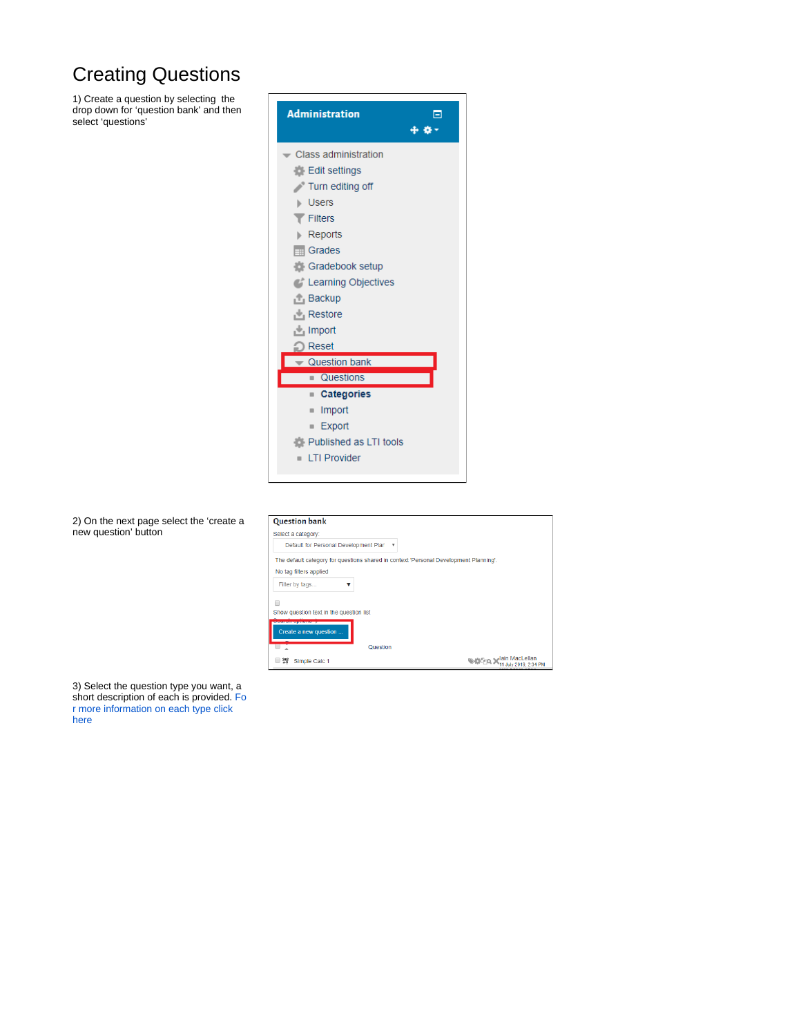# Creating Questions

1) Create a question by selecting the drop down for 'question bank' and then select 'questions'

2) On the next page select the 'create a new question' button

3) Select the question type you want, a short description of each is provided. For more information on each type click here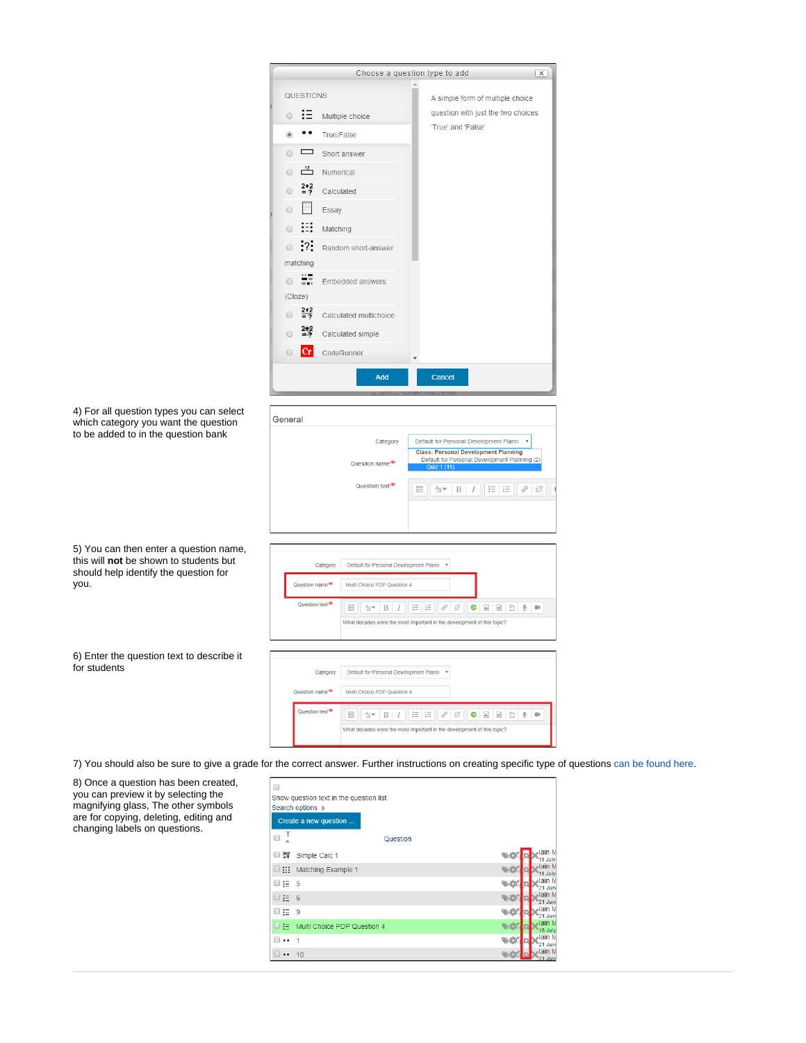4) For all question types you can select which category you want the question to be added to in the question bank

5) You can then enter a question name, this will **not** be shown to students but should help identify the question for you.

6) Enter the question text to describe it for students

7) You should also be sure to give a grade for the correct answer. Further instructions on creating specific type of questions can be found here.

8) Once a question has been created, you can preview it by selecting the magnifying glass, The other symbols are for copying, deleting, editing and changing labels on questions.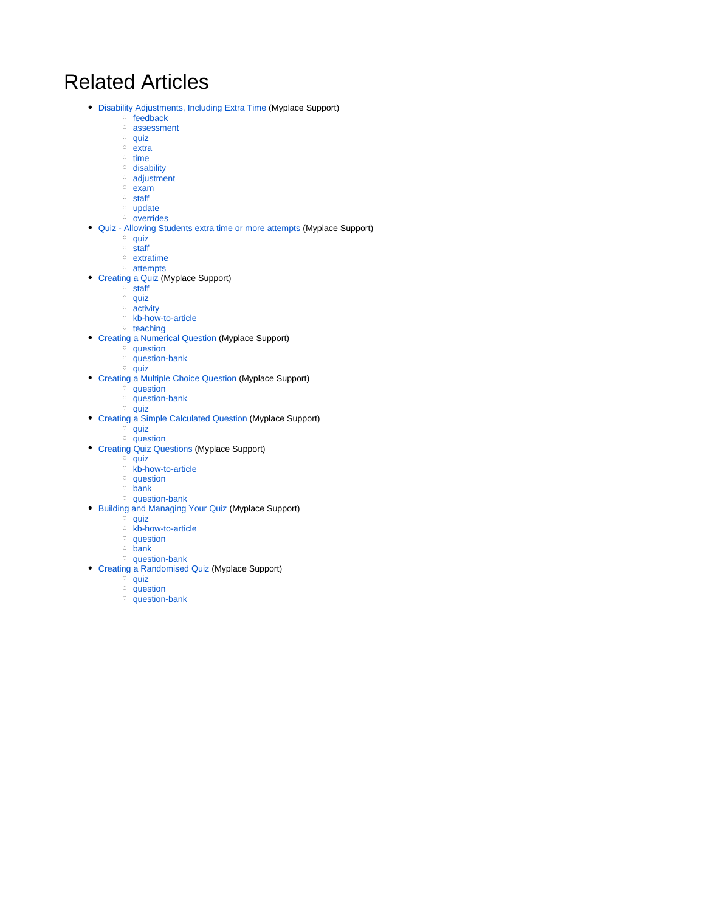# Related Articles

- Disability Adjustments, Including Extra Time (Myplace Support)
    - feedback
    - assessment
    - quiz
    - extra
    - time
    - disability
    - adjustment
    - exam
    - staff
    - update
    - overrides
- Quiz - Allowing Students extra time or more attempts (Myplace Support)
    - quiz
    - staff
    - extratime
    - attempts
- Creating a Quiz (Myplace Support)
    - staff
    - quiz
    - activity
    - kb-how-to-article
    - teaching
- Creating a Numerical Question (Myplace Support)
    - question
    - question-bank
    - quiz
- Creating a Multiple Choice Question (Myplace Support)
    - question
    - question-bank
    - quiz
- Creating a Simple Calculated Question (Myplace Support)
    - quiz
    - question
- Creating Quiz Questions (Myplace Support)
    - quiz
    - kb-how-to-article
    - question
    - bank
    - question-bank
- Building and Managing Your Quiz (Myplace Support)
    - quiz
    - kb-how-to-article
    - question
    - bank
    - question-bank
- Creating a Randomised Quiz (Myplace Support)
    - quiz
    - question
    - question-bank